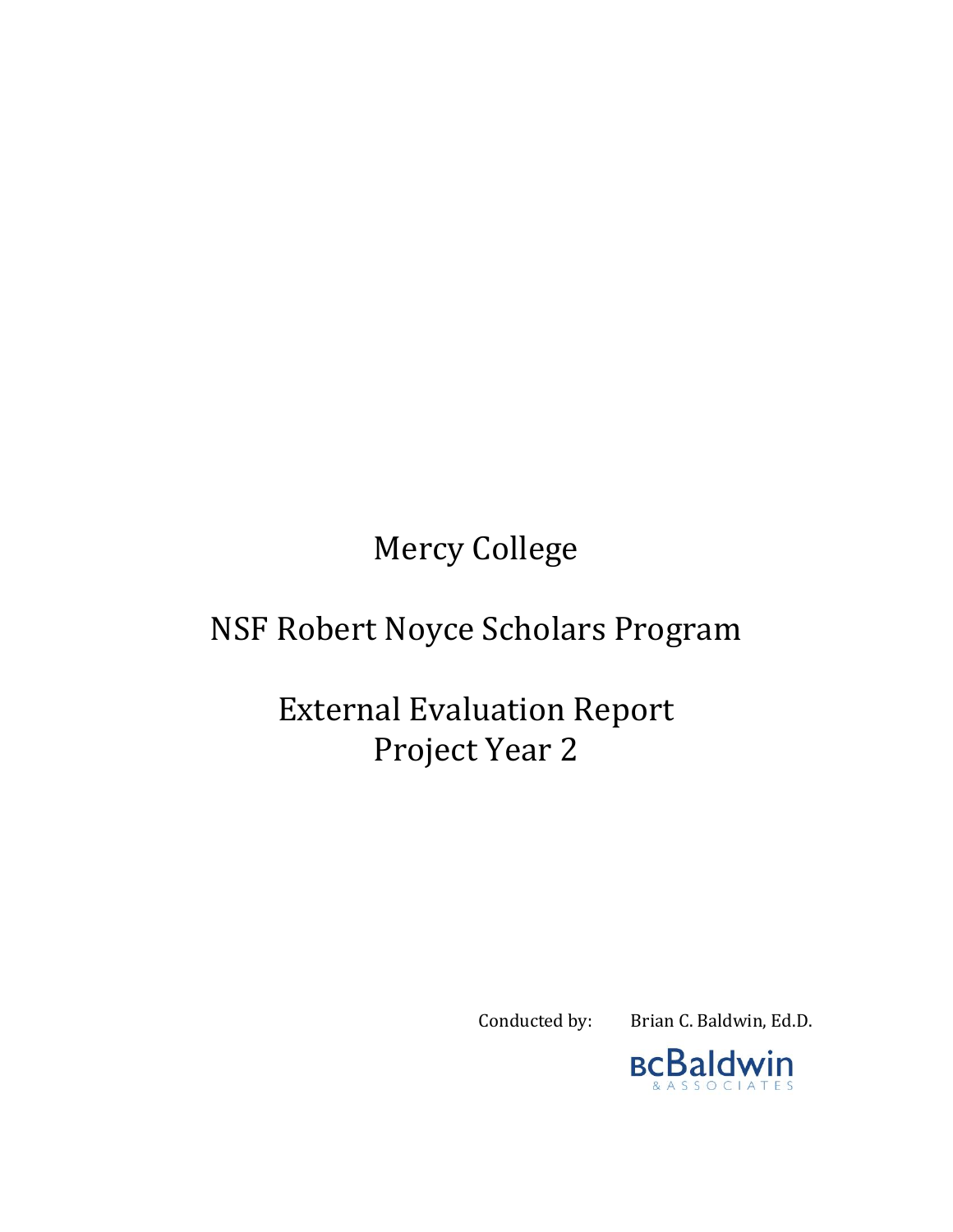# Mercy College

## NSF Robert Noyce Scholars Program

## External Evaluation Report
## Project Year 2

Conducted by: Brian C. Baldwin, Ed.D.

BCBaldwin & ASSOCIATES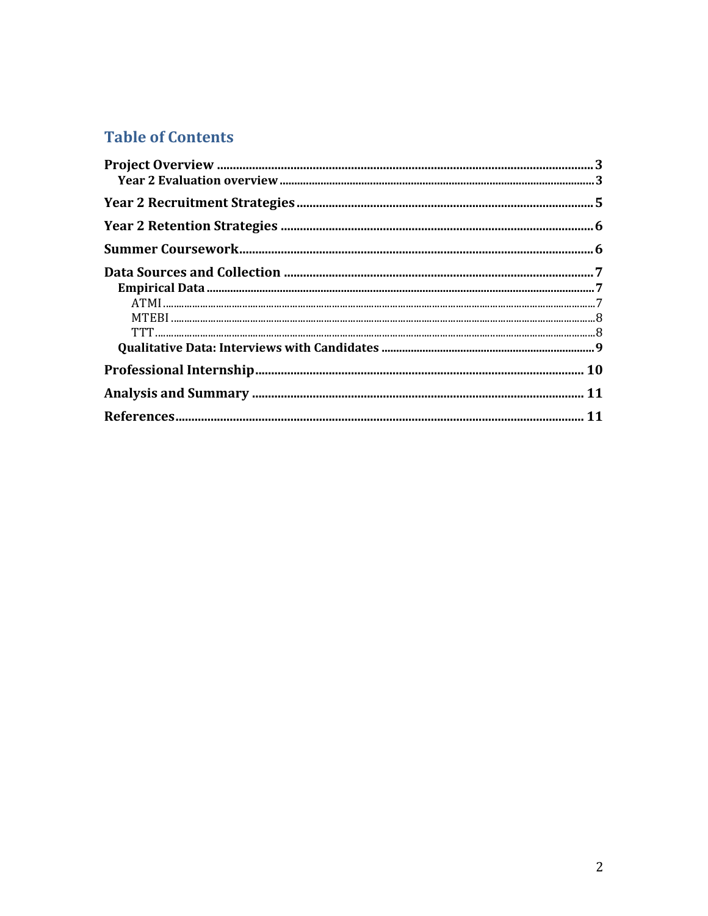# Table of Contents

**Project Overview** ..................................................................... 3
- **Year 2 Evaluation overview** ........................................................ 3

**Year 2 Recruitment Strategies** ........................................................ 5

**Year 2 Retention Strategies** .......................................................... 6

**Summer Coursework** ..................................................................... 6

**Data Sources and Collection** ........................................................... 7
- **Empirical Data** ...................................................................... 7
  - ATMI ................................................................................. 7
  - MTEBI ................................................................................ 8
  - TTT .................................................................................. 8
- **Qualitative Data: Interviews with Candidates** ........................................ 9

**Professional Internship** ............................................................... 10

**Analysis and Summary** .................................................................. 11

**References** ............................................................................ 11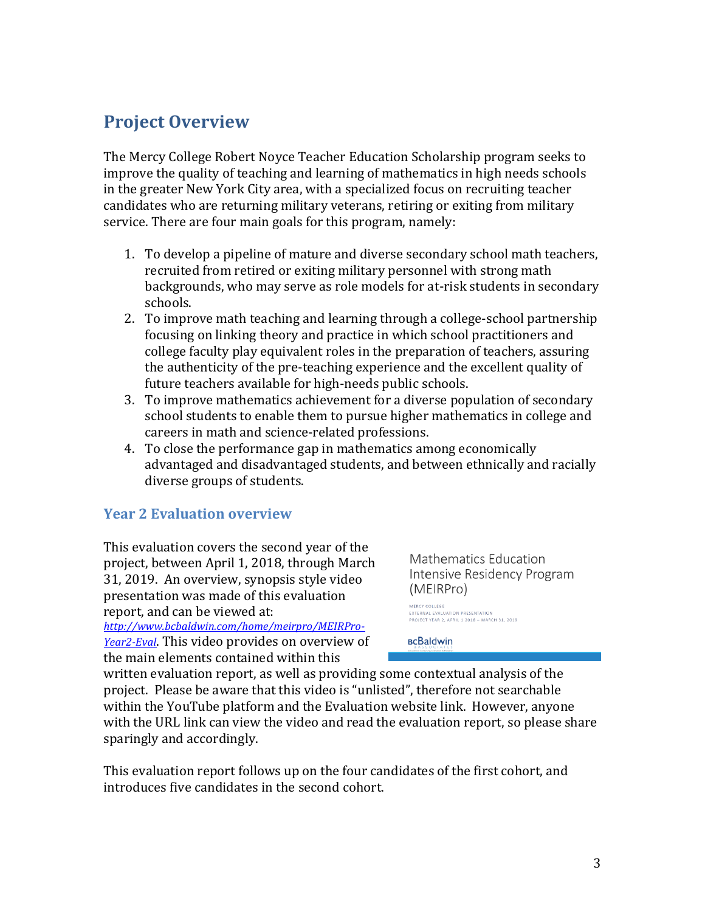## Project Overview

The Mercy College Robert Noyce Teacher Education Scholarship program seeks to improve the quality of teaching and learning of mathematics in high needs schools in the greater New York City area, with a specialized focus on recruiting teacher candidates who are returning military veterans, retiring or exiting from military service. There are four main goals for this program, namely:

1. To develop a pipeline of mature and diverse secondary school math teachers, recruited from retired or exiting military personnel with strong math backgrounds, who may serve as role models for at-risk students in secondary schools.
2. To improve math teaching and learning through a college-school partnership focusing on linking theory and practice in which school practitioners and college faculty play equivalent roles in the preparation of teachers, assuring the authenticity of the pre-teaching experience and the excellent quality of future teachers available for high-needs public schools.
3. To improve mathematics achievement for a diverse population of secondary school students to enable them to pursue higher mathematics in college and careers in math and science-related professions.
4. To close the performance gap in mathematics among economically advantaged and disadvantaged students, and between ethnically and racially diverse groups of students.

### Year 2 Evaluation overview

This evaluation covers the second year of the project, between April 1, 2018, through March 31, 2019. An overview, synopsis style video presentation was made of this evaluation report, and can be viewed at: *http://www.bcbaldwin.com/home/meirpro/MEIRPro-Year2-Eval*. This video provides on overview of the main elements contained within this written evaluation report, as well as providing some contextual analysis of the project. Please be aware that this video is "unlisted", therefore not searchable within the YouTube platform and the Evaluation website link. However, anyone with the URL link can view the video and read the evaluation report, so please share sparingly and accordingly.

Mathematics Education Intensive Residency Program (MEIRPro)

MERCY COLLEGE
EXTERNAL EVALUATION PRESENTATION
PROJECT YEAR 2, APRIL 1 2018 – MARCH 31, 2019

BCBaldwin

This evaluation report follows up on the four candidates of the first cohort, and introduces five candidates in the second cohort.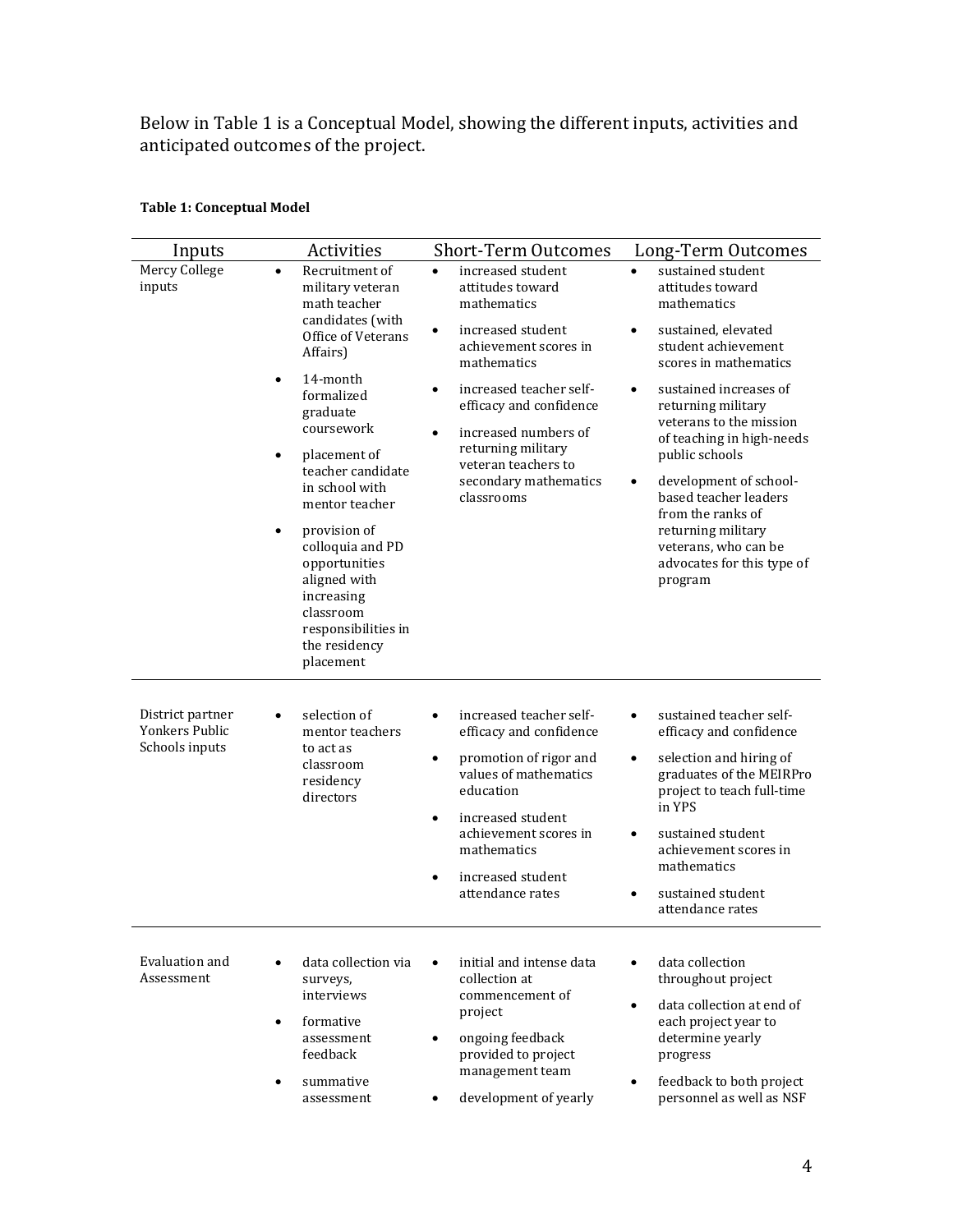Below in Table 1 is a Conceptual Model, showing the different inputs, activities and anticipated outcomes of the project.

**Table 1: Conceptual Model**

| Inputs | Activities | Short-Term Outcomes | Long-Term Outcomes |
|---|---|---|---|
| Mercy College inputs | • Recruitment of military veteran math teacher candidates (with Office of Veterans Affairs)<br>• 14-month formalized graduate coursework<br>• placement of teacher candidate in school with mentor teacher<br>• provision of colloquia and PD opportunities aligned with increasing classroom responsibilities in the residency placement | • increased student attitudes toward mathematics<br>• increased student achievement scores in mathematics<br>• increased teacher self-efficacy and confidence<br>• increased numbers of returning military veteran teachers to secondary mathematics classrooms | • sustained student attitudes toward mathematics<br>• sustained, elevated student achievement scores in mathematics<br>• sustained increases of returning military veterans to the mission of teaching in high-needs public schools<br>• development of school-based teacher leaders from the ranks of returning military veterans, who can be advocates for this type of program |
| District partner Yonkers Public Schools inputs | • selection of mentor teachers to act as classroom residency directors | • increased teacher self-efficacy and confidence<br>• promotion of rigor and values of mathematics education<br>• increased student achievement scores in mathematics<br>• increased student attendance rates | • sustained teacher self-efficacy and confidence<br>• selection and hiring of graduates of the MEIRPro project to teach full-time in YPS<br>• sustained student achievement scores in mathematics<br>• sustained student attendance rates |
| Evaluation and Assessment | • data collection via surveys, interviews<br>• formative assessment feedback<br>• summative assessment | • initial and intense data collection at commencement of project<br>• ongoing feedback provided to project management team<br>• development of yearly | • data collection throughout project<br>• data collection at end of each project year to determine yearly progress<br>• feedback to both project personnel as well as NSF |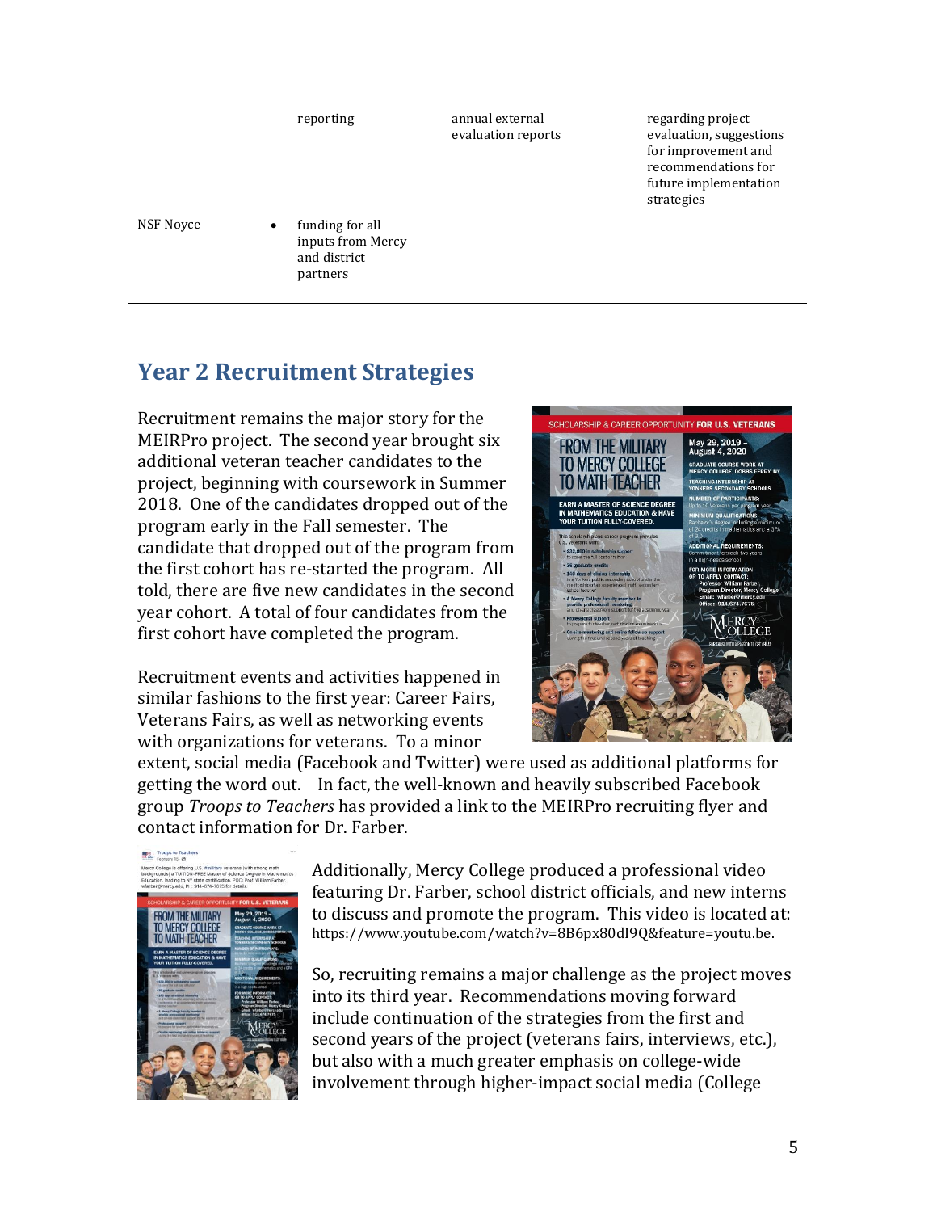| | | | |
|---|---|---|---|
| | reporting | annual external evaluation reports | regarding project evaluation, suggestions for improvement and recommendations for future implementation strategies |
| NSF Noyce | • funding for all inputs from Mercy and district partners | | |

## Year 2 Recruitment Strategies

Recruitment remains the major story for the MEIRPro project. The second year brought six additional veteran teacher candidates to the project, beginning with coursework in Summer 2018. One of the candidates dropped out of the program early in the Fall semester. The candidate that dropped out of the program from the first cohort has re-started the program. All told, there are five new candidates in the second year cohort. A total of four candidates from the first cohort have completed the program.

Recruitment events and activities happened in similar fashions to the first year: Career Fairs, Veterans Fairs, as well as networking events with organizations for veterans. To a minor extent, social media (Facebook and Twitter) were used as additional platforms for getting the word out. In fact, the well-known and heavily subscribed Facebook group *Troops to Teachers* has provided a link to the MEIRPro recruiting flyer and contact information for Dr. Farber.

Additionally, Mercy College produced a professional video featuring Dr. Farber, school district officials, and new interns to discuss and promote the program. This video is located at: https://www.youtube.com/watch?v=8B6px80dI9Q&feature=youtu.be.

So, recruiting remains a major challenge as the project moves into its third year. Recommendations moving forward include continuation of the strategies from the first and second years of the project (veterans fairs, interviews, etc.), but also with a much greater emphasis on college-wide involvement through higher-impact social media (College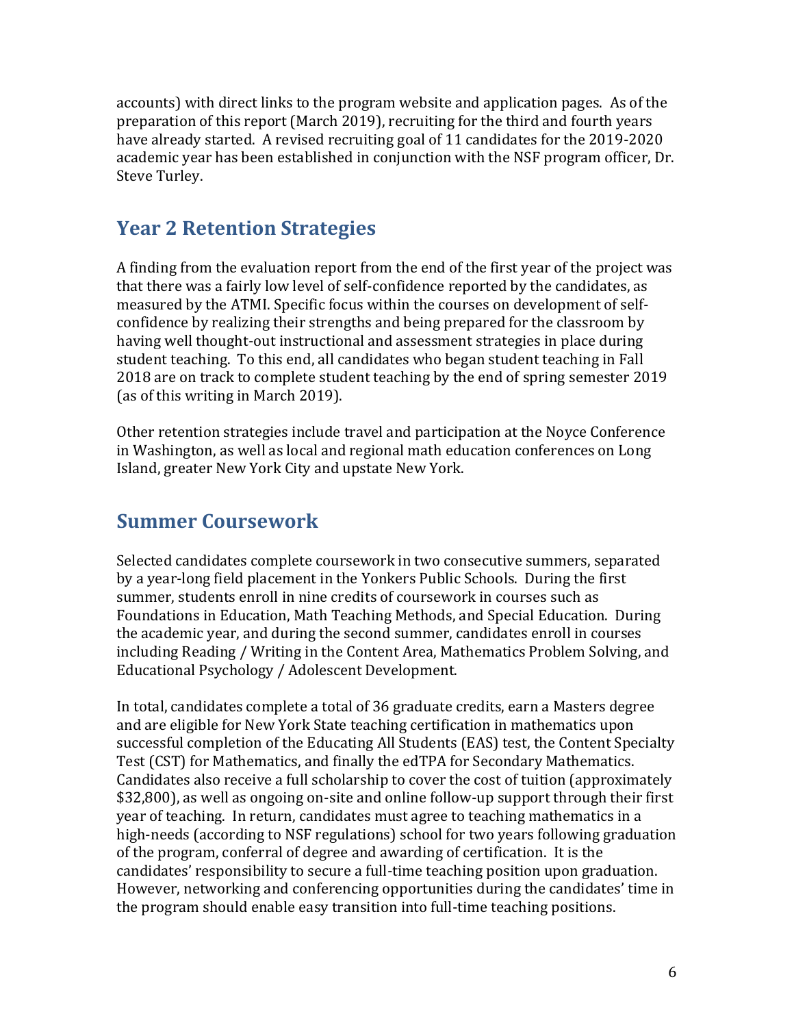accounts) with direct links to the program website and application pages. As of the preparation of this report (March 2019), recruiting for the third and fourth years have already started. A revised recruiting goal of 11 candidates for the 2019-2020 academic year has been established in conjunction with the NSF program officer, Dr. Steve Turley.

## Year 2 Retention Strategies

A finding from the evaluation report from the end of the first year of the project was that there was a fairly low level of self-confidence reported by the candidates, as measured by the ATMI. Specific focus within the courses on development of self-confidence by realizing their strengths and being prepared for the classroom by having well thought-out instructional and assessment strategies in place during student teaching. To this end, all candidates who began student teaching in Fall 2018 are on track to complete student teaching by the end of spring semester 2019 (as of this writing in March 2019).

Other retention strategies include travel and participation at the Noyce Conference in Washington, as well as local and regional math education conferences on Long Island, greater New York City and upstate New York.

## Summer Coursework

Selected candidates complete coursework in two consecutive summers, separated by a year-long field placement in the Yonkers Public Schools. During the first summer, students enroll in nine credits of coursework in courses such as Foundations in Education, Math Teaching Methods, and Special Education. During the academic year, and during the second summer, candidates enroll in courses including Reading / Writing in the Content Area, Mathematics Problem Solving, and Educational Psychology / Adolescent Development.

In total, candidates complete a total of 36 graduate credits, earn a Masters degree and are eligible for New York State teaching certification in mathematics upon successful completion of the Educating All Students (EAS) test, the Content Specialty Test (CST) for Mathematics, and finally the edTPA for Secondary Mathematics. Candidates also receive a full scholarship to cover the cost of tuition (approximately $32,800), as well as ongoing on-site and online follow-up support through their first year of teaching. In return, candidates must agree to teaching mathematics in a high-needs (according to NSF regulations) school for two years following graduation of the program, conferral of degree and awarding of certification. It is the candidates' responsibility to secure a full-time teaching position upon graduation. However, networking and conferencing opportunities during the candidates' time in the program should enable easy transition into full-time teaching positions.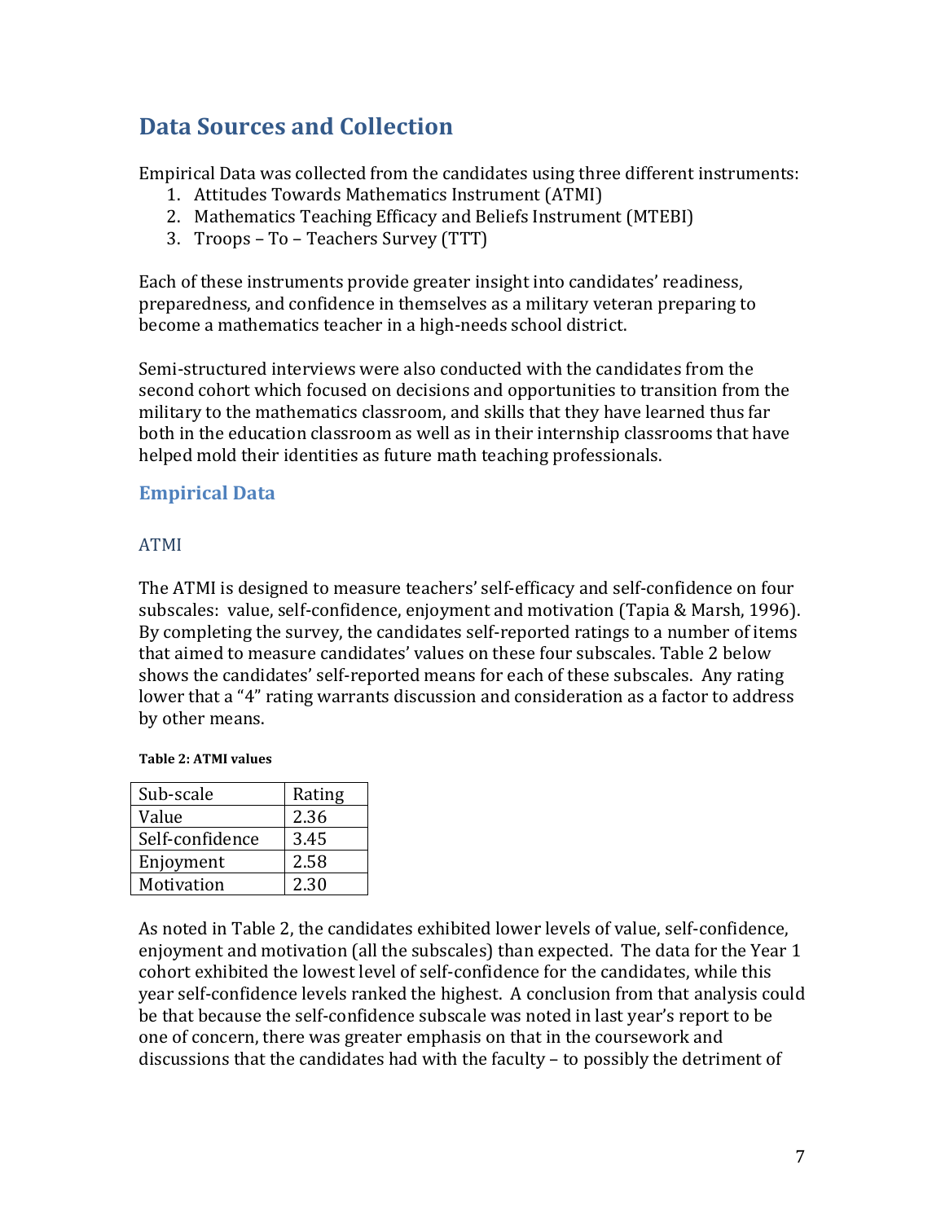## Data Sources and Collection

Empirical Data was collected from the candidates using three different instruments:

1. Attitudes Towards Mathematics Instrument (ATMI)
2. Mathematics Teaching Efficacy and Beliefs Instrument (MTEBI)
3. Troops – To – Teachers Survey (TTT)

Each of these instruments provide greater insight into candidates' readiness, preparedness, and confidence in themselves as a military veteran preparing to become a mathematics teacher in a high-needs school district.

Semi-structured interviews were also conducted with the candidates from the second cohort which focused on decisions and opportunities to transition from the military to the mathematics classroom, and skills that they have learned thus far both in the education classroom as well as in their internship classrooms that have helped mold their identities as future math teaching professionals.

### Empirical Data

#### ATMI

The ATMI is designed to measure teachers' self-efficacy and self-confidence on four subscales: value, self-confidence, enjoyment and motivation (Tapia & Marsh, 1996). By completing the survey, the candidates self-reported ratings to a number of items that aimed to measure candidates' values on these four subscales. Table 2 below shows the candidates' self-reported means for each of these subscales. Any rating lower that a "4" rating warrants discussion and consideration as a factor to address by other means.

**Table 2: ATMI values**

| Sub-scale | Rating |
|---|---|
| Value | 2.36 |
| Self-confidence | 3.45 |
| Enjoyment | 2.58 |
| Motivation | 2.30 |

As noted in Table 2, the candidates exhibited lower levels of value, self-confidence, enjoyment and motivation (all the subscales) than expected. The data for the Year 1 cohort exhibited the lowest level of self-confidence for the candidates, while this year self-confidence levels ranked the highest. A conclusion from that analysis could be that because the self-confidence subscale was noted in last year's report to be one of concern, there was greater emphasis on that in the coursework and discussions that the candidates had with the faculty – to possibly the detriment of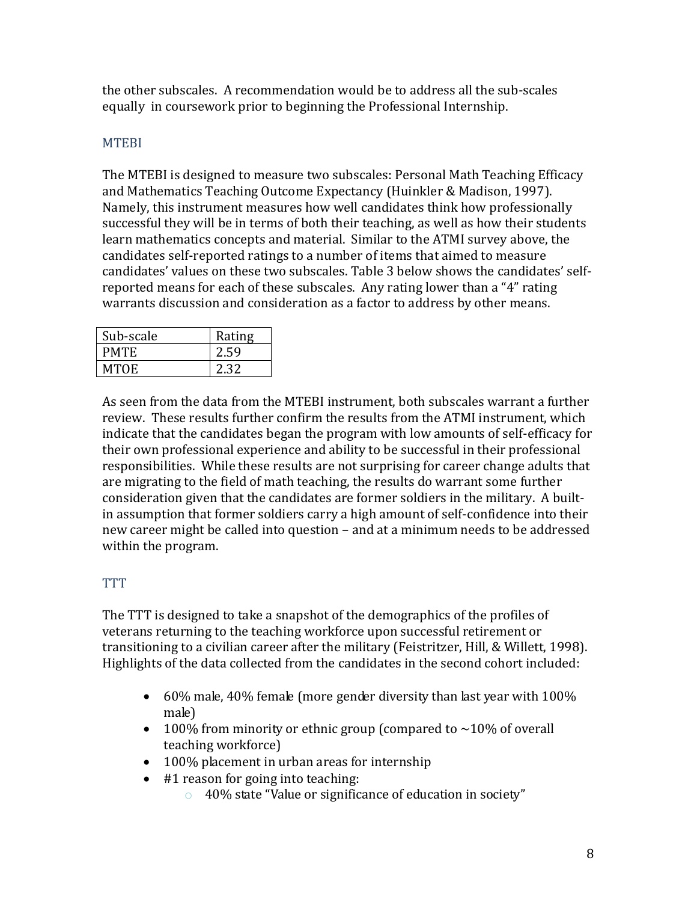the other subscales. A recommendation would be to address all the sub-scales equally in coursework prior to beginning the Professional Internship.

## MTEBI

The MTEBI is designed to measure two subscales: Personal Math Teaching Efficacy and Mathematics Teaching Outcome Expectancy (Huinkler & Madison, 1997). Namely, this instrument measures how well candidates think how professionally successful they will be in terms of both their teaching, as well as how their students learn mathematics concepts and material. Similar to the ATMI survey above, the candidates self-reported ratings to a number of items that aimed to measure candidates' values on these two subscales. Table 3 below shows the candidates' self-reported means for each of these subscales. Any rating lower than a "4" rating warrants discussion and consideration as a factor to address by other means.

| Sub-scale | Rating |
|---|---|
| PMTE | 2.59 |
| MTOE | 2.32 |

As seen from the data from the MTEBI instrument, both subscales warrant a further review. These results further confirm the results from the ATMI instrument, which indicate that the candidates began the program with low amounts of self-efficacy for their own professional experience and ability to be successful in their professional responsibilities. While these results are not surprising for career change adults that are migrating to the field of math teaching, the results do warrant some further consideration given that the candidates are former soldiers in the military. A built-in assumption that former soldiers carry a high amount of self-confidence into their new career might be called into question – and at a minimum needs to be addressed within the program.

## TTT

The TTT is designed to take a snapshot of the demographics of the profiles of veterans returning to the teaching workforce upon successful retirement or transitioning to a civilian career after the military (Feistritzer, Hill, & Willett, 1998). Highlights of the data collected from the candidates in the second cohort included:

- 60% male, 40% female (more gender diversity than last year with 100% male)
- 100% from minority or ethnic group (compared to ~10% of overall teaching workforce)
- 100% placement in urban areas for internship
- #1 reason for going into teaching:
  - 40% state "Value or significance of education in society"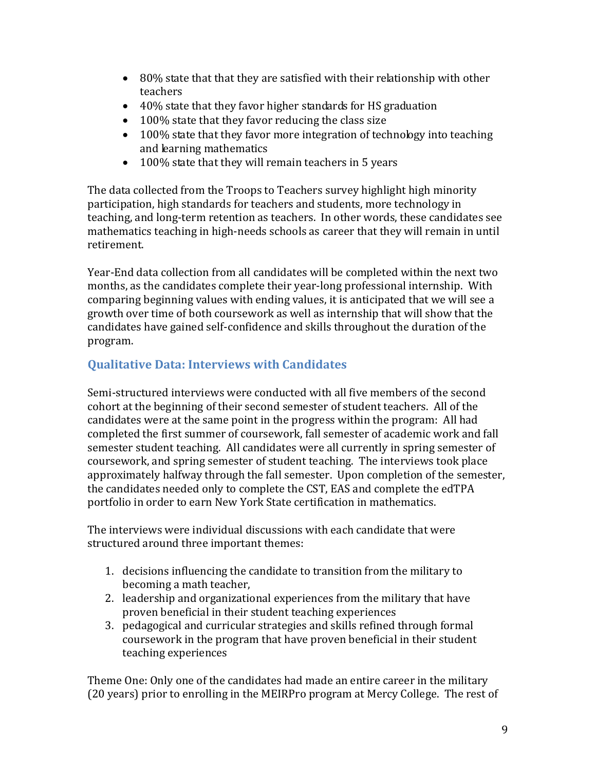- 80% state that that they are satisfied with their relationship with other teachers
- 40% state that they favor higher standards for HS graduation
- 100% state that they favor reducing the class size
- 100% state that they favor more integration of technology into teaching and learning mathematics
- 100% state that they will remain teachers in 5 years

The data collected from the Troops to Teachers survey highlight high minority participation, high standards for teachers and students, more technology in teaching, and long-term retention as teachers. In other words, these candidates see mathematics teaching in high-needs schools as career that they will remain in until retirement.

Year-End data collection from all candidates will be completed within the next two months, as the candidates complete their year-long professional internship. With comparing beginning values with ending values, it is anticipated that we will see a growth over time of both coursework as well as internship that will show that the candidates have gained self-confidence and skills throughout the duration of the program.

### Qualitative Data: Interviews with Candidates

Semi-structured interviews were conducted with all five members of the second cohort at the beginning of their second semester of student teachers. All of the candidates were at the same point in the progress within the program: All had completed the first summer of coursework, fall semester of academic work and fall semester student teaching. All candidates were all currently in spring semester of coursework, and spring semester of student teaching. The interviews took place approximately halfway through the fall semester. Upon completion of the semester, the candidates needed only to complete the CST, EAS and complete the edTPA portfolio in order to earn New York State certification in mathematics.

The interviews were individual discussions with each candidate that were structured around three important themes:

1. decisions influencing the candidate to transition from the military to becoming a math teacher,
2. leadership and organizational experiences from the military that have proven beneficial in their student teaching experiences
3. pedagogical and curricular strategies and skills refined through formal coursework in the program that have proven beneficial in their student teaching experiences

Theme One: Only one of the candidates had made an entire career in the military (20 years) prior to enrolling in the MEIRPro program at Mercy College. The rest of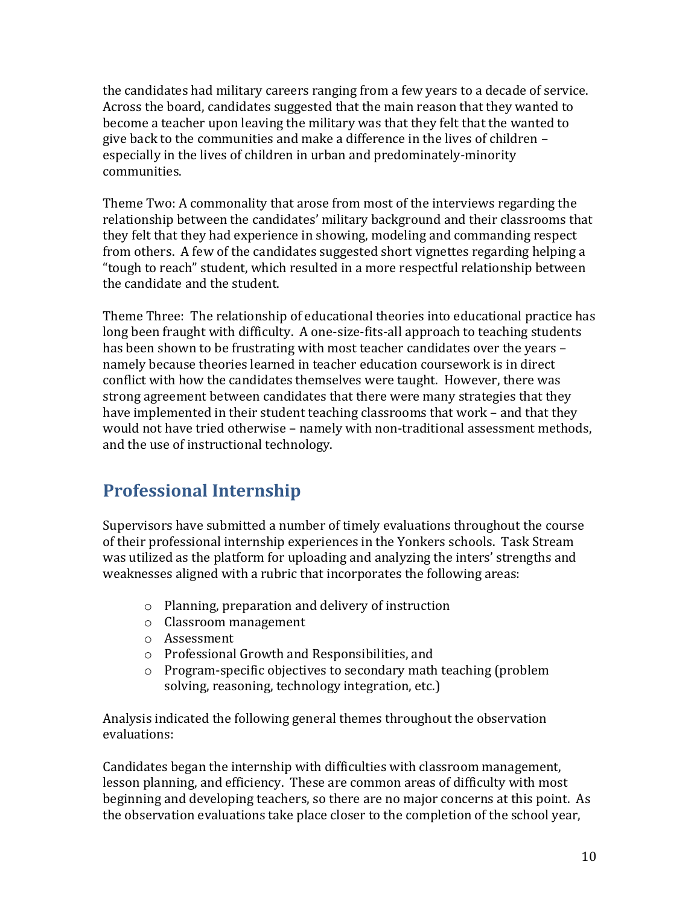the candidates had military careers ranging from a few years to a decade of service. Across the board, candidates suggested that the main reason that they wanted to become a teacher upon leaving the military was that they felt that the wanted to give back to the communities and make a difference in the lives of children – especially in the lives of children in urban and predominately-minority communities.

Theme Two: A commonality that arose from most of the interviews regarding the relationship between the candidates' military background and their classrooms that they felt that they had experience in showing, modeling and commanding respect from others. A few of the candidates suggested short vignettes regarding helping a "tough to reach" student, which resulted in a more respectful relationship between the candidate and the student.

Theme Three: The relationship of educational theories into educational practice has long been fraught with difficulty. A one-size-fits-all approach to teaching students has been shown to be frustrating with most teacher candidates over the years – namely because theories learned in teacher education coursework is in direct conflict with how the candidates themselves were taught. However, there was strong agreement between candidates that there were many strategies that they have implemented in their student teaching classrooms that work – and that they would not have tried otherwise – namely with non-traditional assessment methods, and the use of instructional technology.

## Professional Internship

Supervisors have submitted a number of timely evaluations throughout the course of their professional internship experiences in the Yonkers schools. Task Stream was utilized as the platform for uploading and analyzing the inters' strengths and weaknesses aligned with a rubric that incorporates the following areas:

- Planning, preparation and delivery of instruction
- Classroom management
- Assessment
- Professional Growth and Responsibilities, and
- Program-specific objectives to secondary math teaching (problem solving, reasoning, technology integration, etc.)

Analysis indicated the following general themes throughout the observation evaluations:

Candidates began the internship with difficulties with classroom management, lesson planning, and efficiency. These are common areas of difficulty with most beginning and developing teachers, so there are no major concerns at this point. As the observation evaluations take place closer to the completion of the school year,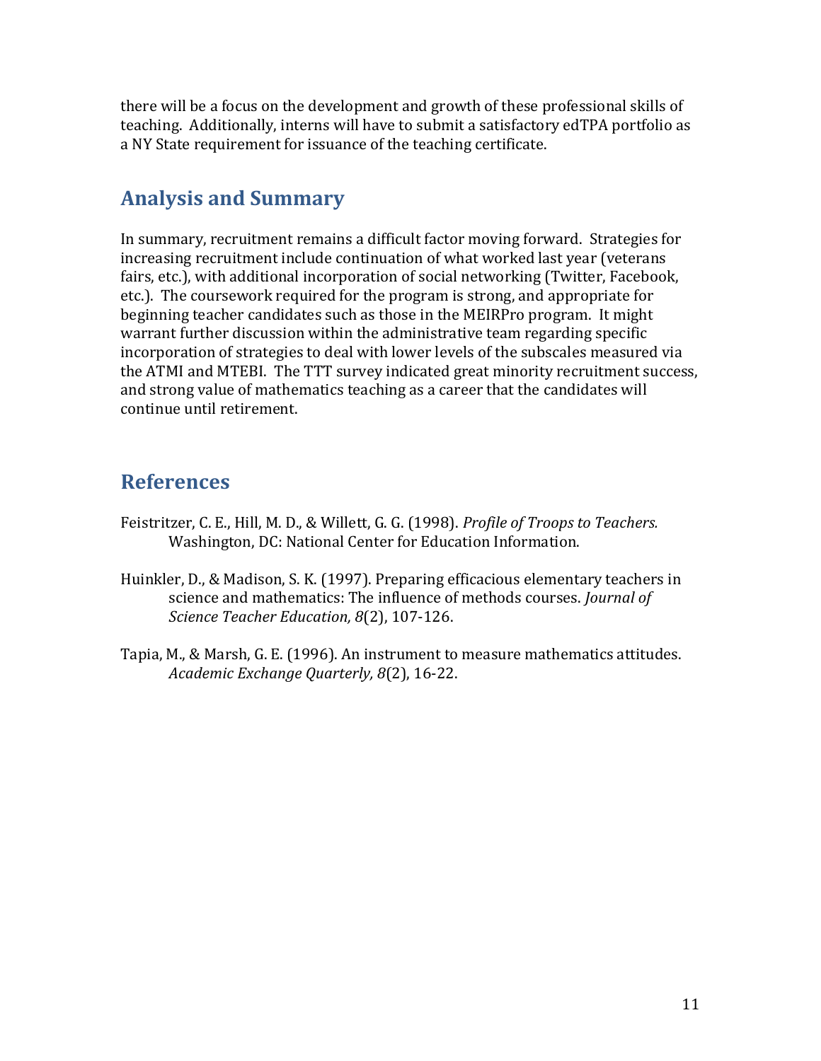there will be a focus on the development and growth of these professional skills of teaching. Additionally, interns will have to submit a satisfactory edTPA portfolio as a NY State requirement for issuance of the teaching certificate.

## Analysis and Summary

In summary, recruitment remains a difficult factor moving forward. Strategies for increasing recruitment include continuation of what worked last year (veterans fairs, etc.), with additional incorporation of social networking (Twitter, Facebook, etc.). The coursework required for the program is strong, and appropriate for beginning teacher candidates such as those in the MEIRPro program. It might warrant further discussion within the administrative team regarding specific incorporation of strategies to deal with lower levels of the subscales measured via the ATMI and MTEBI. The TTT survey indicated great minority recruitment success, and strong value of mathematics teaching as a career that the candidates will continue until retirement.

## References

Feistritzer, C. E., Hill, M. D., & Willett, G. G. (1998). *Profile of Troops to Teachers.* Washington, DC: National Center for Education Information.

Huinkler, D., & Madison, S. K. (1997). Preparing efficacious elementary teachers in science and mathematics: The influence of methods courses. *Journal of Science Teacher Education, 8*(2), 107-126.

Tapia, M., & Marsh, G. E. (1996). An instrument to measure mathematics attitudes. *Academic Exchange Quarterly, 8*(2), 16-22.